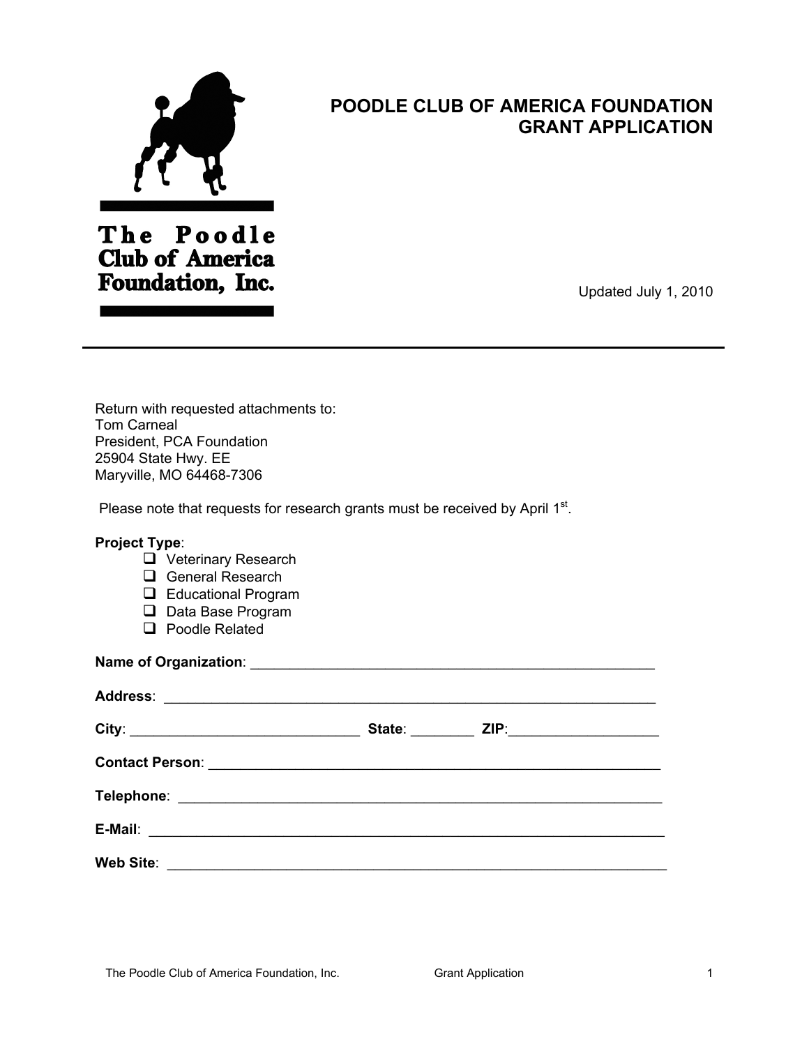The Poodle Club of America Foundation, Inc.

# POODLE CLUB OF AMERICA FOUNDATION GRANT APPLICATION

Updated July 1, 2010

---

Return with requested attachments to:
Tom Carneal
President, PCA Foundation
25904 State Hwy. EE
Maryville, MO 64468-7306

Please note that requests for research grants must be received by April 1st.

**Project Type**:

- ☐ Veterinary Research
- ☐ General Research
- ☐ Educational Program
- ☐ Data Base Program
- ☐ Poodle Related

**Name of Organization**: ____________________________________________________

**Address**: ____________________________________________________

**City**: ____________________________ **State**: ________ **ZIP**: __________________

**Contact Person**: ____________________________________________________

**Telephone**: ____________________________________________________

**E-Mail**: ____________________________________________________

**Web Site**: ____________________________________________________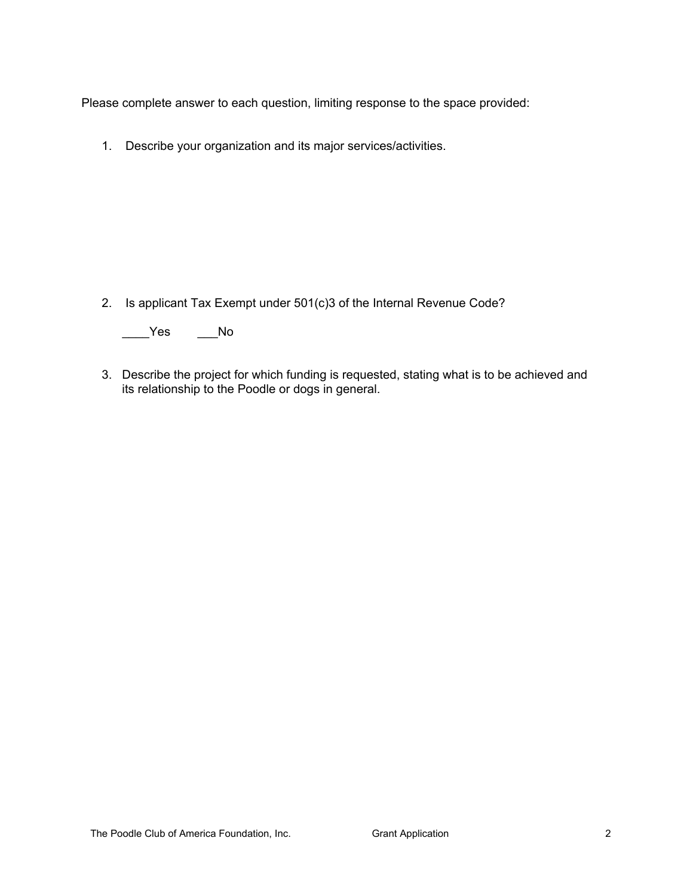Please complete answer to each question, limiting response to the space provided:

1. Describe your organization and its major services/activities.

2. Is applicant Tax Exempt under 501(c)3 of the Internal Revenue Code?

   ____Yes ___No

3. Describe the project for which funding is requested, stating what is to be achieved and its relationship to the Poodle or dogs in general.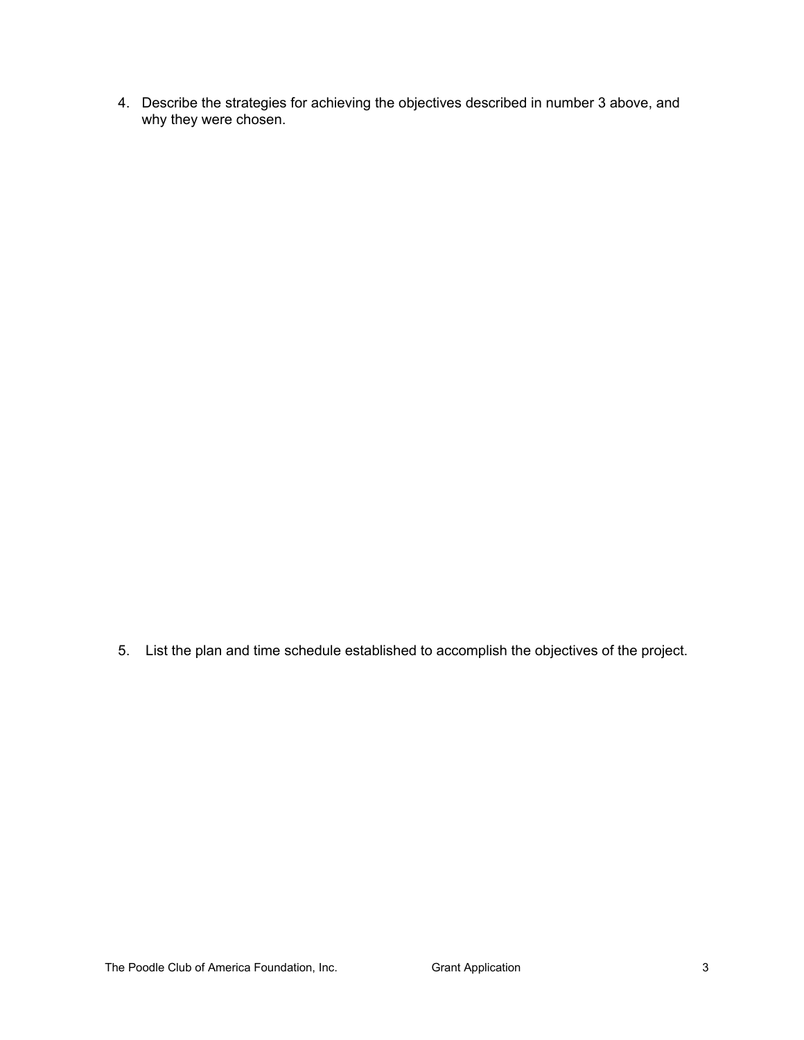4. Describe the strategies for achieving the objectives described in number 3 above, and why they were chosen.

5. List the plan and time schedule established to accomplish the objectives of the project.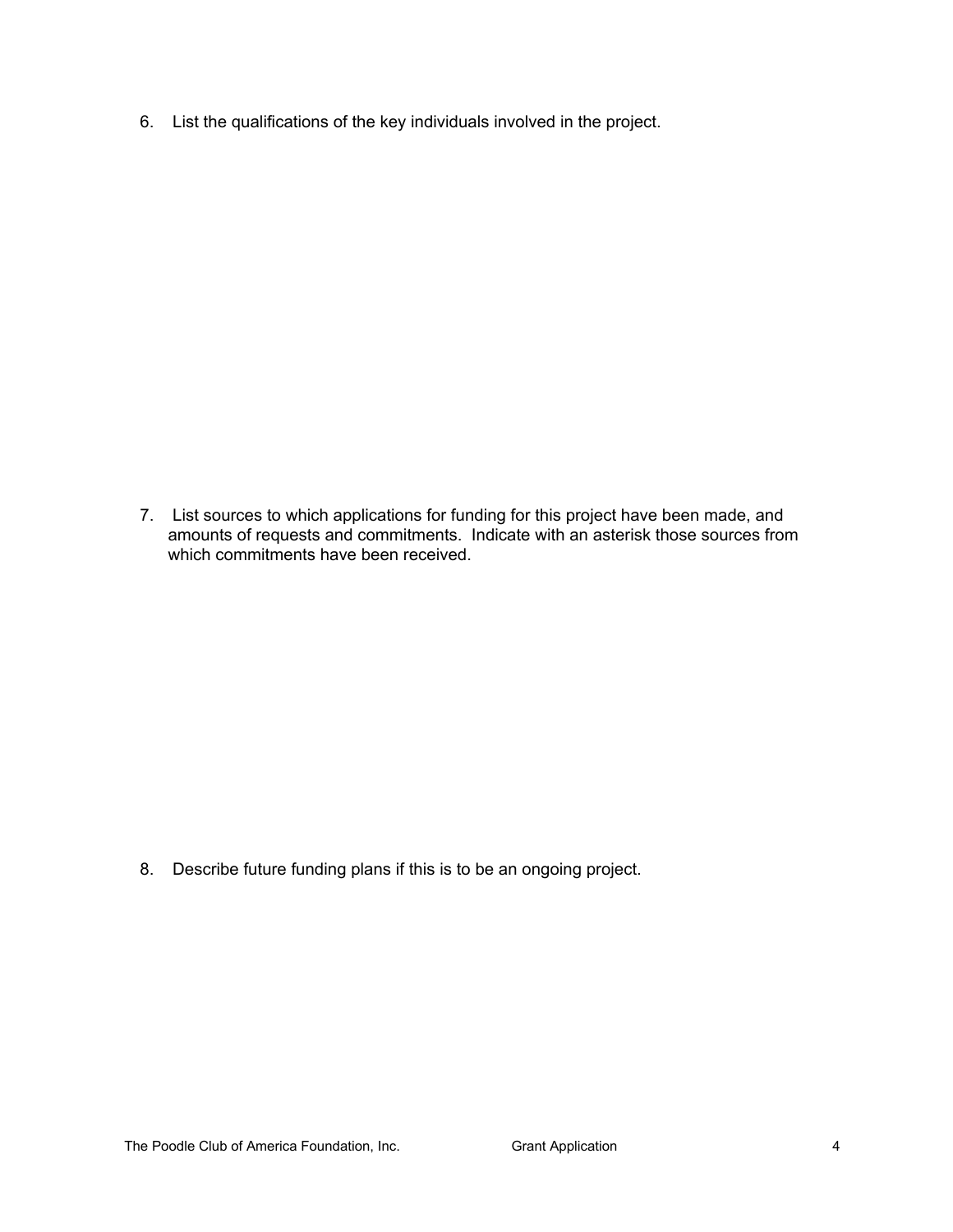6. List the qualifications of the key individuals involved in the project.

7. List sources to which applications for funding for this project have been made, and amounts of requests and commitments. Indicate with an asterisk those sources from which commitments have been received.

8. Describe future funding plans if this is to be an ongoing project.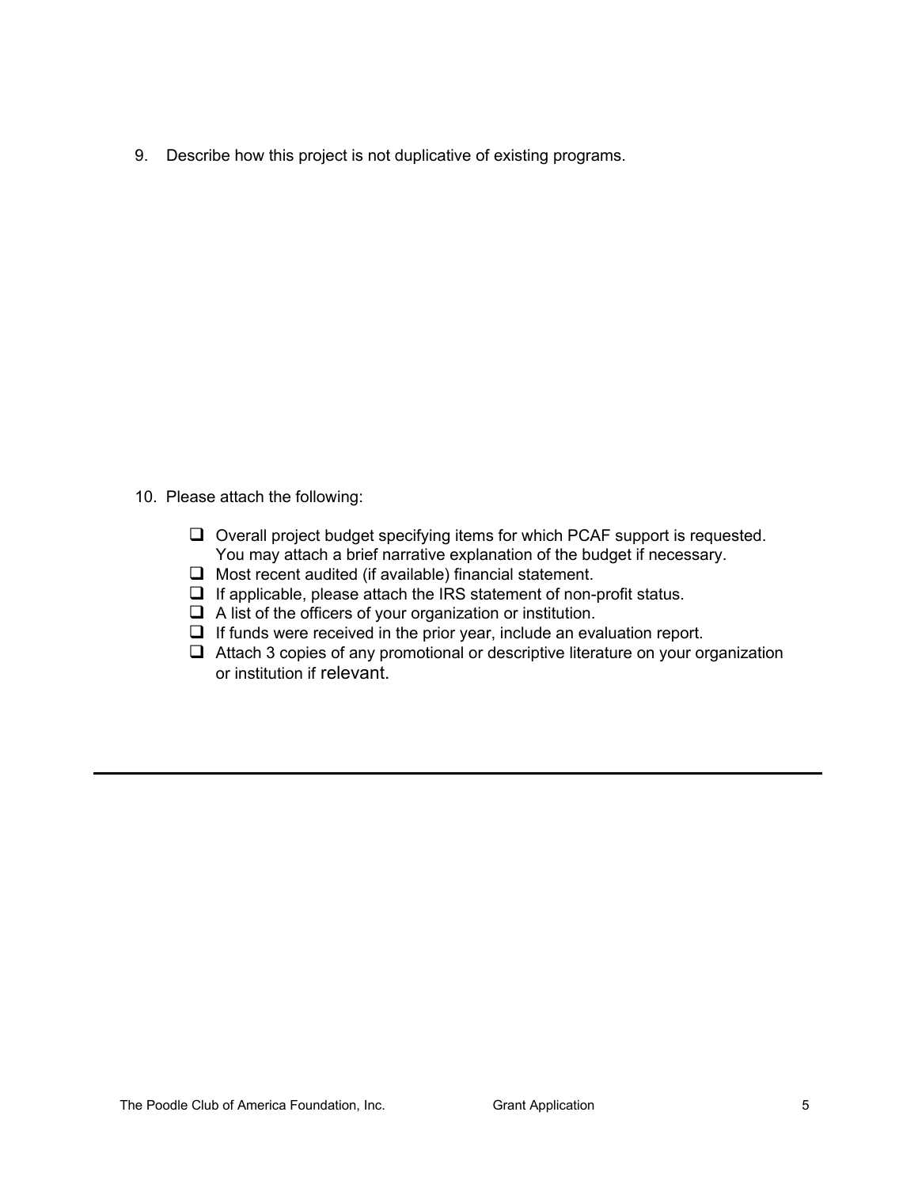9. Describe how this project is not duplicative of existing programs.

10. Please attach the following:

- [ ] Overall project budget specifying items for which PCAF support is requested. You may attach a brief narrative explanation of the budget if necessary.
- [ ] Most recent audited (if available) financial statement.
- [ ] If applicable, please attach the IRS statement of non-profit status.
- [ ] A list of the officers of your organization or institution.
- [ ] If funds were received in the prior year, include an evaluation report.
- [ ] Attach 3 copies of any promotional or descriptive literature on your organization or institution if relevant.

---